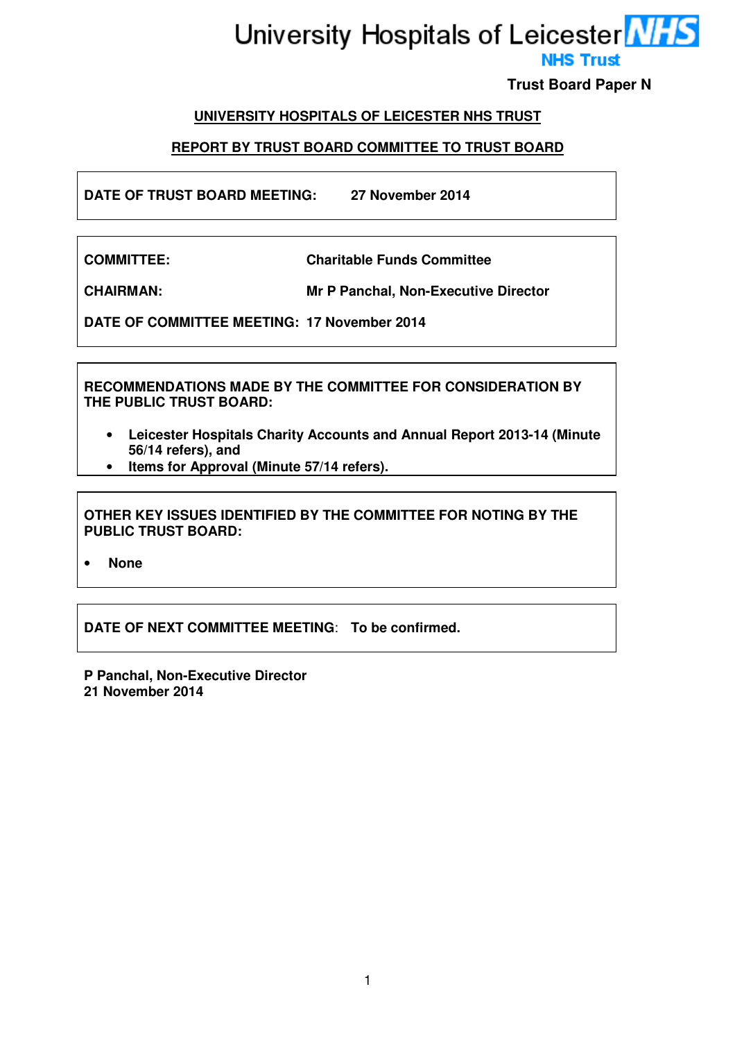University Hospitals of Leicester NHS Trust

**Trust Board Paper N**

**UNIVERSITY HOSPITALS OF LEICESTER NHS TRUST**

**REPORT BY TRUST BOARD COMMITTEE TO TRUST BOARD**

**DATE OF TRUST BOARD MEETING:** 27 November 2014

**COMMITTEE:** Charitable Funds Committee

**CHAIRMAN:** Mr P Panchal, Non-Executive Director

**DATE OF COMMITTEE MEETING:** 17 November 2014

**RECOMMENDATIONS MADE BY THE COMMITTEE FOR CONSIDERATION BY THE PUBLIC TRUST BOARD:**

- **Leicester Hospitals Charity Accounts and Annual Report 2013-14 (Minute 56/14 refers), and**
- **Items for Approval (Minute 57/14 refers).**

**OTHER KEY ISSUES IDENTIFIED BY THE COMMITTEE FOR NOTING BY THE PUBLIC TRUST BOARD:**

- **None**

**DATE OF NEXT COMMITTEE MEETING:** To be confirmed.

**P Panchal, Non-Executive Director**
**21 November 2014**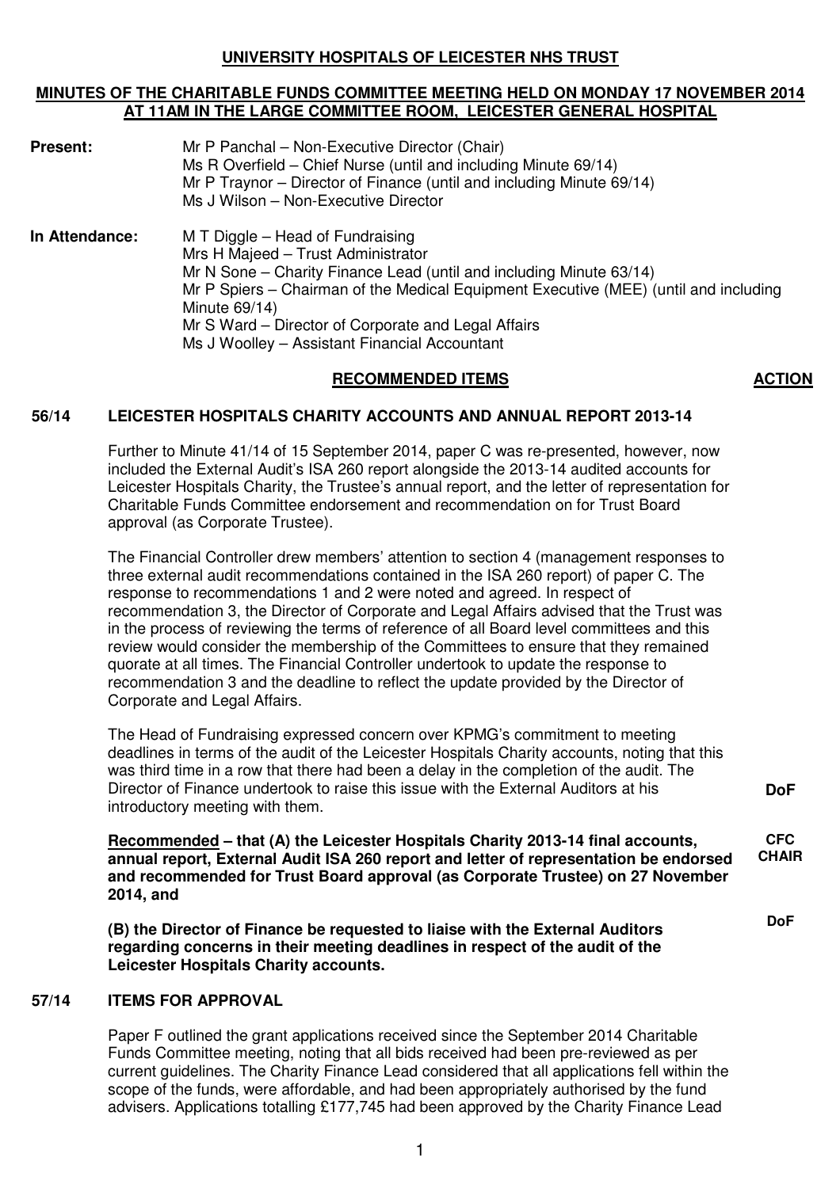**UNIVERSITY HOSPITALS OF LEICESTER NHS TRUST**

**MINUTES OF THE CHARITABLE FUNDS COMMITTEE MEETING HELD ON MONDAY 17 NOVEMBER 2014 AT 11AM IN THE LARGE COMMITTEE ROOM, LEICESTER GENERAL HOSPITAL**

**Present:**
Mr P Panchal – Non-Executive Director (Chair)
Ms R Overfield – Chief Nurse (until and including Minute 69/14)
Mr P Traynor – Director of Finance (until and including Minute 69/14)
Ms J Wilson – Non-Executive Director

**In Attendance:**
M T Diggle – Head of Fundraising
Mrs H Majeed – Trust Administrator
Mr N Sone – Charity Finance Lead (until and including Minute 63/14)
Mr P Spiers – Chairman of the Medical Equipment Executive (MEE) (until and including Minute 69/14)
Mr S Ward – Director of Corporate and Legal Affairs
Ms J Woolley – Assistant Financial Accountant

**RECOMMENDED ITEMS** — **ACTION**

**56/14 LEICESTER HOSPITALS CHARITY ACCOUNTS AND ANNUAL REPORT 2013-14**

Further to Minute 41/14 of 15 September 2014, paper C was re-presented, however, now included the External Audit's ISA 260 report alongside the 2013-14 audited accounts for Leicester Hospitals Charity, the Trustee's annual report, and the letter of representation for Charitable Funds Committee endorsement and recommendation on for Trust Board approval (as Corporate Trustee).

The Financial Controller drew members' attention to section 4 (management responses to three external audit recommendations contained in the ISA 260 report) of paper C. The response to recommendations 1 and 2 were noted and agreed. In respect of recommendation 3, the Director of Corporate and Legal Affairs advised that the Trust was in the process of reviewing the terms of reference of all Board level committees and this review would consider the membership of the Committees to ensure that they remained quorate at all times. The Financial Controller undertook to update the response to recommendation 3 and the deadline to reflect the update provided by the Director of Corporate and Legal Affairs.

The Head of Fundraising expressed concern over KPMG's commitment to meeting deadlines in terms of the audit of the Leicester Hospitals Charity accounts, noting that this was third time in a row that there had been a delay in the completion of the audit. The Director of Finance undertook to raise this issue with the External Auditors at his introductory meeting with them. **DoF**

**Recommended – that (A) the Leicester Hospitals Charity 2013-14 final accounts, annual report, External Audit ISA 260 report and letter of representation be endorsed and recommended for Trust Board approval (as Corporate Trustee) on 27 November 2014, and** **CFC CHAIR**

**(B) the Director of Finance be requested to liaise with the External Auditors regarding concerns in their meeting deadlines in respect of the audit of the Leicester Hospitals Charity accounts.** **DoF**

**57/14 ITEMS FOR APPROVAL**

Paper F outlined the grant applications received since the September 2014 Charitable Funds Committee meeting, noting that all bids received had been pre-reviewed as per current guidelines. The Charity Finance Lead considered that all applications fell within the scope of the funds, were affordable, and had been appropriately authorised by the fund advisers. Applications totalling £177,745 had been approved by the Charity Finance Lead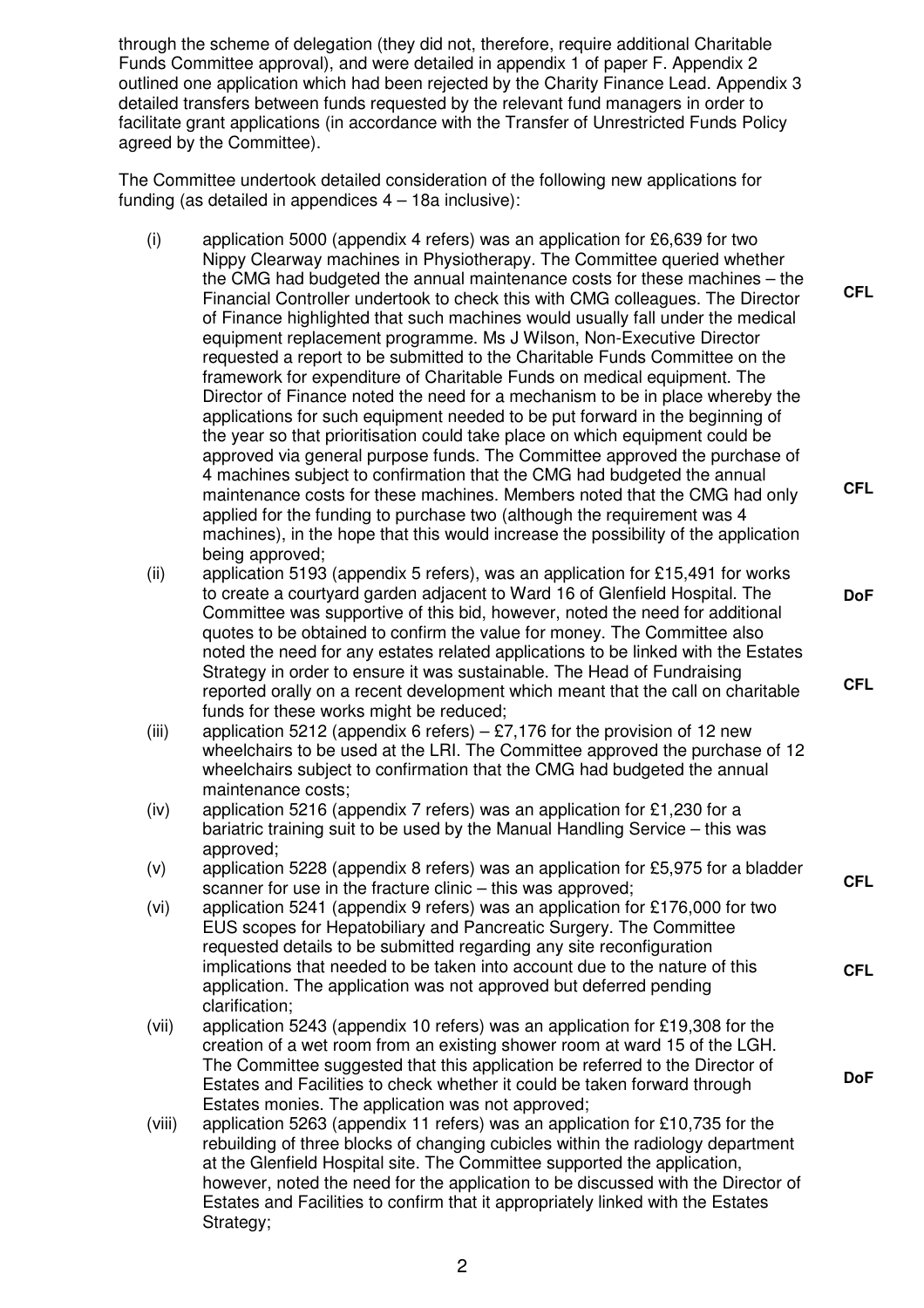through the scheme of delegation (they did not, therefore, require additional Charitable Funds Committee approval), and were detailed in appendix 1 of paper F. Appendix 2 outlined one application which had been rejected by the Charity Finance Lead. Appendix 3 detailed transfers between funds requested by the relevant fund managers in order to facilitate grant applications (in accordance with the Transfer of Unrestricted Funds Policy agreed by the Committee).

The Committee undertook detailed consideration of the following new applications for funding (as detailed in appendices 4 – 18a inclusive):

(i) application 5000 (appendix 4 refers) was an application for £6,639 for two Nippy Clearway machines in Physiotherapy. The Committee queried whether the CMG had budgeted the annual maintenance costs for these machines – the Financial Controller undertook to check this with CMG colleagues. The Director of Finance highlighted that such machines would usually fall under the medical equipment replacement programme. Ms J Wilson, Non-Executive Director requested a report to be submitted to the Charitable Funds Committee on the framework for expenditure of Charitable Funds on medical equipment. The Director of Finance noted the need for a mechanism to be in place whereby the applications for such equipment needed to be put forward in the beginning of the year so that prioritisation could take place on which equipment could be approved via general purpose funds. The Committee approved the purchase of 4 machines subject to confirmation that the CMG had budgeted the annual maintenance costs for these machines. Members noted that the CMG had only applied for the funding to purchase two (although the requirement was 4 machines), in the hope that this would increase the possibility of the application being approved; **CFL** **CFL**

(ii) application 5193 (appendix 5 refers), was an application for £15,491 for works to create a courtyard garden adjacent to Ward 16 of Glenfield Hospital. The Committee was supportive of this bid, however, noted the need for additional quotes to be obtained to confirm the value for money. The Committee also noted the need for any estates related applications to be linked with the Estates Strategy in order to ensure it was sustainable. The Head of Fundraising reported orally on a recent development which meant that the call on charitable funds for these works might be reduced; **DoF** **CFL**

(iii) application 5212 (appendix 6 refers) – £7,176 for the provision of 12 new wheelchairs to be used at the LRI. The Committee approved the purchase of 12 wheelchairs subject to confirmation that the CMG had budgeted the annual maintenance costs;

(iv) application 5216 (appendix 7 refers) was an application for £1,230 for a bariatric training suit to be used by the Manual Handling Service – this was approved;

(v) application 5228 (appendix 8 refers) was an application for £5,975 for a bladder scanner for use in the fracture clinic – this was approved; **CFL**

(vi) application 5241 (appendix 9 refers) was an application for £176,000 for two EUS scopes for Hepatobiliary and Pancreatic Surgery. The Committee requested details to be submitted regarding any site reconfiguration implications that needed to be taken into account due to the nature of this application. The application was not approved but deferred pending clarification; **CFL**

(vii) application 5243 (appendix 10 refers) was an application for £19,308 for the creation of a wet room from an existing shower room at ward 15 of the LGH. The Committee suggested that this application be referred to the Director of Estates and Facilities to check whether it could be taken forward through Estates monies. The application was not approved; **DoF**

(viii) application 5263 (appendix 11 refers) was an application for £10,735 for the rebuilding of three blocks of changing cubicles within the radiology department at the Glenfield Hospital site. The Committee supported the application, however, noted the need for the application to be discussed with the Director of Estates and Facilities to confirm that it appropriately linked with the Estates Strategy;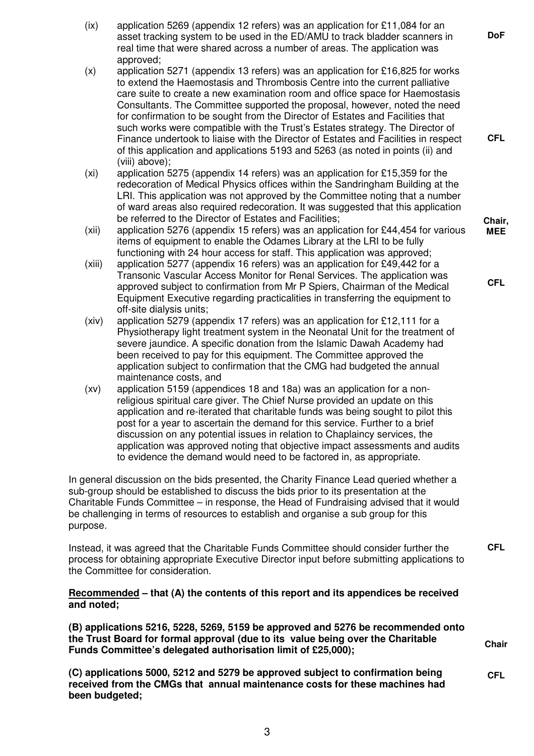(ix) application 5269 (appendix 12 refers) was an application for £11,084 for an asset tracking system to be used in the ED/AMU to track bladder scanners in real time that were shared across a number of areas. The application was approved; **DoF**

(x) application 5271 (appendix 13 refers) was an application for £16,825 for works to extend the Haemostasis and Thrombosis Centre into the current palliative care suite to create a new examination room and office space for Haemostasis Consultants. The Committee supported the proposal, however, noted the need for confirmation to be sought from the Director of Estates and Facilities that such works were compatible with the Trust's Estates strategy. The Director of Finance undertook to liaise with the Director of Estates and Facilities in respect of this application and applications 5193 and 5263 (as noted in points (ii) and (viii) above); **CFL**

(xi) application 5275 (appendix 14 refers) was an application for £15,359 for the redecoration of Medical Physics offices within the Sandringham Building at the LRI. This application was not approved by the Committee noting that a number of ward areas also required redecoration. It was suggested that this application be referred to the Director of Estates and Facilities; **Chair, MEE**

(xii) application 5276 (appendix 15 refers) was an application for £44,454 for various items of equipment to enable the Odames Library at the LRI to be fully functioning with 24 hour access for staff. This application was approved;

(xiii) application 5277 (appendix 16 refers) was an application for £49,442 for a Transonic Vascular Access Monitor for Renal Services. The application was approved subject to confirmation from Mr P Spiers, Chairman of the Medical Equipment Executive regarding practicalities in transferring the equipment to off-site dialysis units; **CFL**

(xiv) application 5279 (appendix 17 refers) was an application for £12,111 for a Physiotherapy light treatment system in the Neonatal Unit for the treatment of severe jaundice. A specific donation from the Islamic Dawah Academy had been received to pay for this equipment. The Committee approved the application subject to confirmation that the CMG had budgeted the annual maintenance costs, and

(xv) application 5159 (appendices 18 and 18a) was an application for a non-religious spiritual care giver. The Chief Nurse provided an update on this application and re-iterated that charitable funds was being sought to pilot this post for a year to ascertain the demand for this service. Further to a brief discussion on any potential issues in relation to Chaplaincy services, the application was approved noting that objective impact assessments and audits to evidence the demand would need to be factored in, as appropriate.

In general discussion on the bids presented, the Charity Finance Lead queried whether a sub-group should be established to discuss the bids prior to its presentation at the Charitable Funds Committee – in response, the Head of Fundraising advised that it would be challenging in terms of resources to establish and organise a sub group for this purpose.

Instead, it was agreed that the Charitable Funds Committee should consider further the process for obtaining appropriate Executive Director input before submitting applications to the Committee for consideration. **CFL**

**Recommended – that (A) the contents of this report and its appendices be received and noted;**

**(B) applications 5216, 5228, 5269, 5159 be approved and 5276 be recommended onto the Trust Board for formal approval (due to its value being over the Charitable Funds Committee's delegated authorisation limit of £25,000);** **Chair**

**(C) applications 5000, 5212 and 5279 be approved subject to confirmation being received from the CMGs that annual maintenance costs for these machines had been budgeted;** **CFL**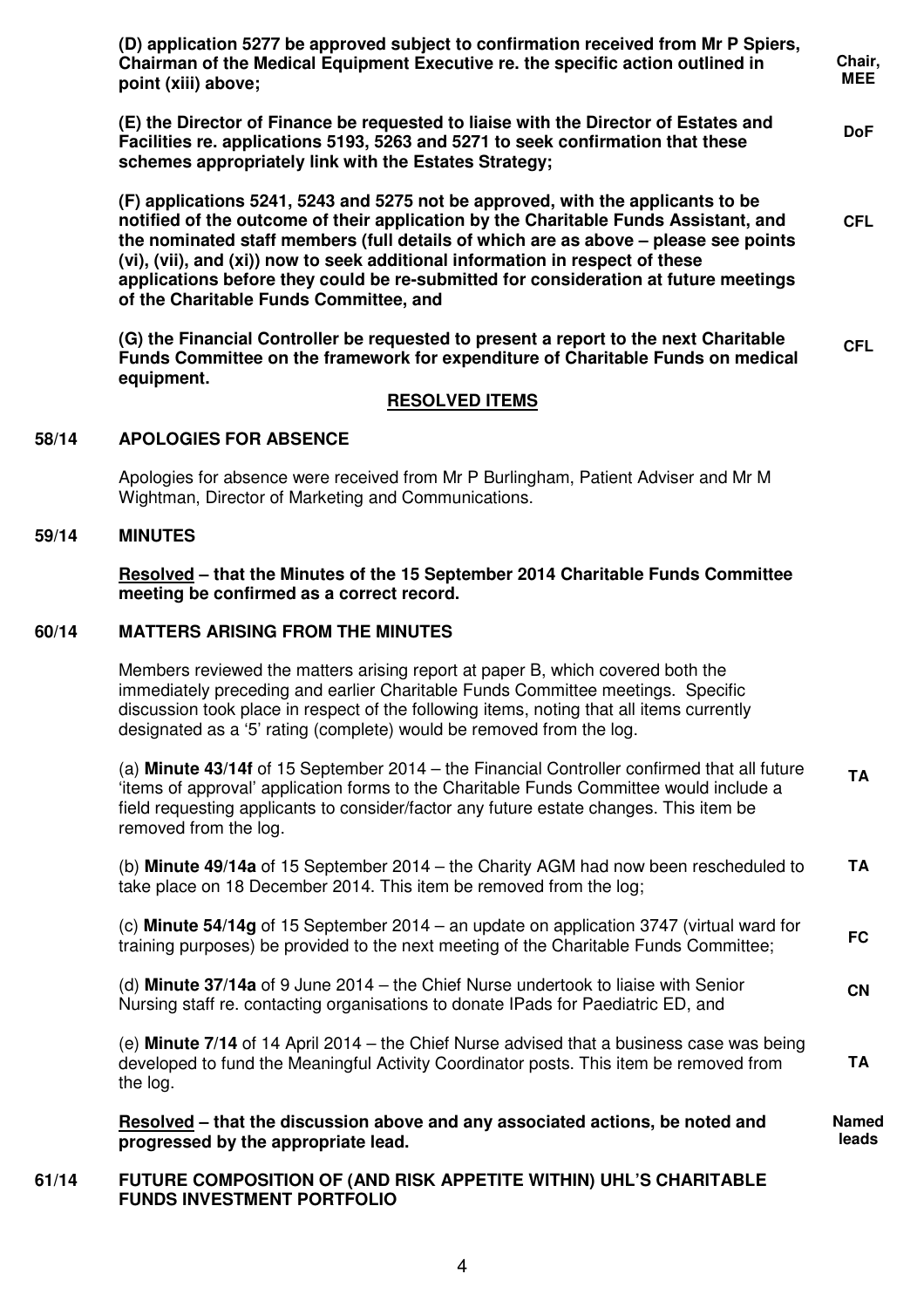**(D) application 5277 be approved subject to confirmation received from Mr P Spiers, Chairman of the Medical Equipment Executive re. the specific action outlined in point (xiii) above;** **Chair, MEE**

**(E) the Director of Finance be requested to liaise with the Director of Estates and Facilities re. applications 5193, 5263 and 5271 to seek confirmation that these schemes appropriately link with the Estates Strategy;** **DoF**

**(F) applications 5241, 5243 and 5275 not be approved, with the applicants to be notified of the outcome of their application by the Charitable Funds Assistant, and the nominated staff members (full details of which are as above – please see points (vi), (vii), and (xi)) now to seek additional information in respect of these applications before they could be re-submitted for consideration at future meetings of the Charitable Funds Committee, and** **CFL**

**(G) the Financial Controller be requested to present a report to the next Charitable Funds Committee on the framework for expenditure of Charitable Funds on medical equipment.** **CFL**

**<u>RESOLVED ITEMS</u>**

## 58/14 APOLOGIES FOR ABSENCE

Apologies for absence were received from Mr P Burlingham, Patient Adviser and Mr M Wightman, Director of Marketing and Communications.

## 59/14 MINUTES

**<u>Resolved</u> – that the Minutes of the 15 September 2014 Charitable Funds Committee meeting be confirmed as a correct record.**

## 60/14 MATTERS ARISING FROM THE MINUTES

Members reviewed the matters arising report at paper B, which covered both the immediately preceding and earlier Charitable Funds Committee meetings. Specific discussion took place in respect of the following items, noting that all items currently designated as a '5' rating (complete) would be removed from the log.

(a) **Minute 43/14f** of 15 September 2014 – the Financial Controller confirmed that all future 'items of approval' application forms to the Charitable Funds Committee would include a field requesting applicants to consider/factor any future estate changes. This item be removed from the log. **TA**

(b) **Minute 49/14a** of 15 September 2014 – the Charity AGM had now been rescheduled to take place on 18 December 2014. This item be removed from the log; **TA**

(c) **Minute 54/14g** of 15 September 2014 – an update on application 3747 (virtual ward for training purposes) be provided to the next meeting of the Charitable Funds Committee; **FC**

(d) **Minute 37/14a** of 9 June 2014 – the Chief Nurse undertook to liaise with Senior Nursing staff re. contacting organisations to donate IPads for Paediatric ED, and **CN**

(e) **Minute 7/14** of 14 April 2014 – the Chief Nurse advised that a business case was being developed to fund the Meaningful Activity Coordinator posts. This item be removed from the log. **TA**

**<u>Resolved</u> – that the discussion above and any associated actions, be noted and progressed by the appropriate lead.** **Named leads**

## 61/14 FUTURE COMPOSITION OF (AND RISK APPETITE WITHIN) UHL'S CHARITABLE FUNDS INVESTMENT PORTFOLIO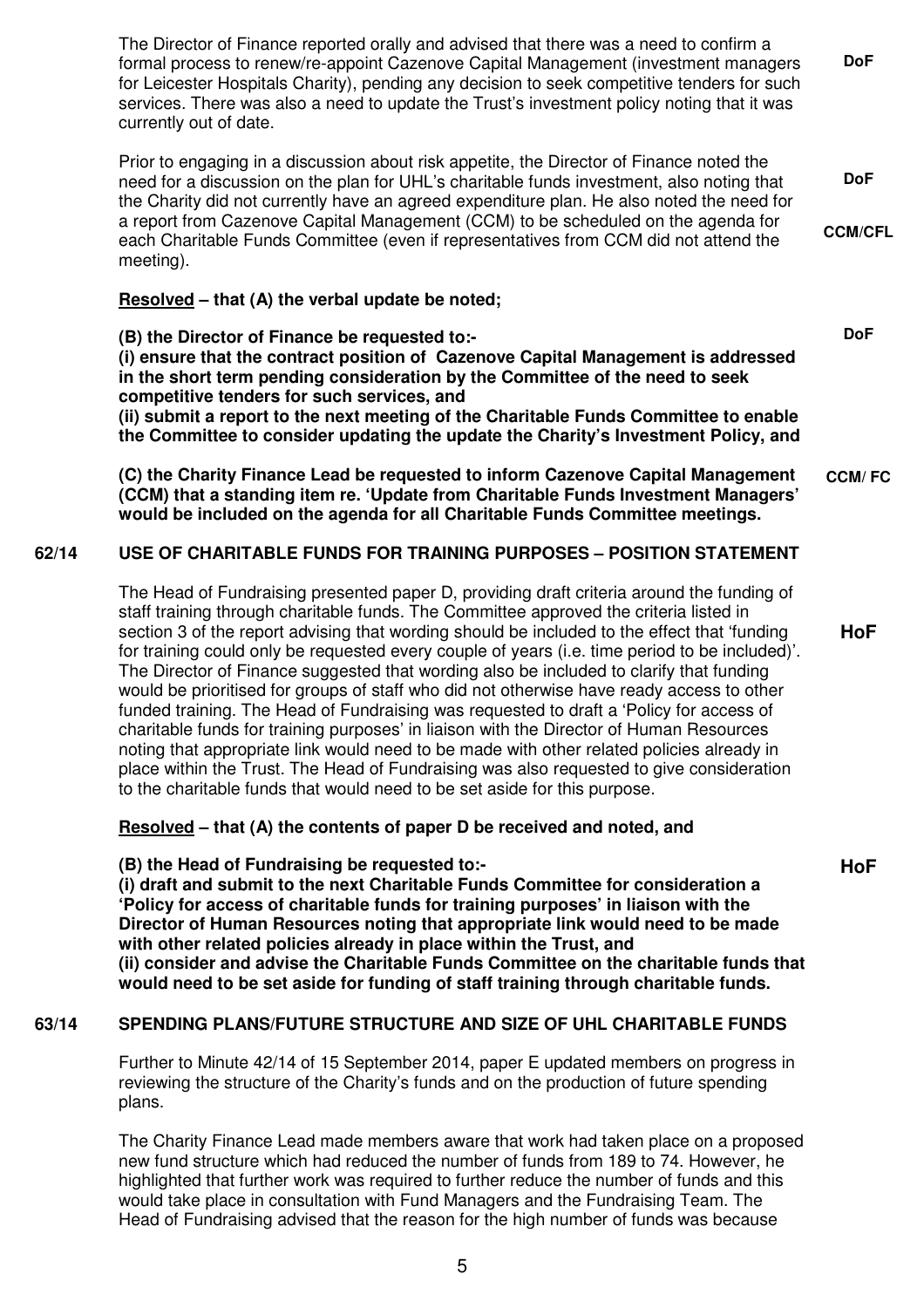The Director of Finance reported orally and advised that there was a need to confirm a formal process to renew/re-appoint Cazenove Capital Management (investment managers for Leicester Hospitals Charity), pending any decision to seek competitive tenders for such services. There was also a need to update the Trust's investment policy noting that it was currently out of date. **DoF**

Prior to engaging in a discussion about risk appetite, the Director of Finance noted the need for a discussion on the plan for UHL's charitable funds investment, also noting that the Charity did not currently have an agreed expenditure plan. He also noted the need for a report from Cazenove Capital Management (CCM) to be scheduled on the agenda for each Charitable Funds Committee (even if representatives from CCM did not attend the meeting). **DoF** **CCM/CFL**

**Resolved – that (A) the verbal update be noted;**

**(B) the Director of Finance be requested to:-** **DoF**
**(i) ensure that the contract position of Cazenove Capital Management is addressed in the short term pending consideration by the Committee of the need to seek competitive tenders for such services, and**
**(ii) submit a report to the next meeting of the Charitable Funds Committee to enable the Committee to consider updating the update the Charity's Investment Policy, and**

**(C) the Charity Finance Lead be requested to inform Cazenove Capital Management (CCM) that a standing item re. 'Update from Charitable Funds Investment Managers' would be included on the agenda for all Charitable Funds Committee meetings.** **CCM/ FC**

## 62/14 USE OF CHARITABLE FUNDS FOR TRAINING PURPOSES – POSITION STATEMENT

The Head of Fundraising presented paper D, providing draft criteria around the funding of staff training through charitable funds. The Committee approved the criteria listed in section 3 of the report advising that wording should be included to the effect that 'funding for training could only be requested every couple of years (i.e. time period to be included)'. The Director of Finance suggested that wording also be included to clarify that funding would be prioritised for groups of staff who did not otherwise have ready access to other funded training. The Head of Fundraising was requested to draft a 'Policy for access of charitable funds for training purposes' in liaison with the Director of Human Resources noting that appropriate link would need to be made with other related policies already in place within the Trust. The Head of Fundraising was also requested to give consideration to the charitable funds that would need to be set aside for this purpose. **HoF**

**Resolved – that (A) the contents of paper D be received and noted, and**

**(B) the Head of Fundraising be requested to:-** **HoF**
**(i) draft and submit to the next Charitable Funds Committee for consideration a 'Policy for access of charitable funds for training purposes' in liaison with the Director of Human Resources noting that appropriate link would need to be made with other related policies already in place within the Trust, and**
**(ii) consider and advise the Charitable Funds Committee on the charitable funds that would need to be set aside for funding of staff training through charitable funds.**

## 63/14 SPENDING PLANS/FUTURE STRUCTURE AND SIZE OF UHL CHARITABLE FUNDS

Further to Minute 42/14 of 15 September 2014, paper E updated members on progress in reviewing the structure of the Charity's funds and on the production of future spending plans.

The Charity Finance Lead made members aware that work had taken place on a proposed new fund structure which had reduced the number of funds from 189 to 74. However, he highlighted that further work was required to further reduce the number of funds and this would take place in consultation with Fund Managers and the Fundraising Team. The Head of Fundraising advised that the reason for the high number of funds was because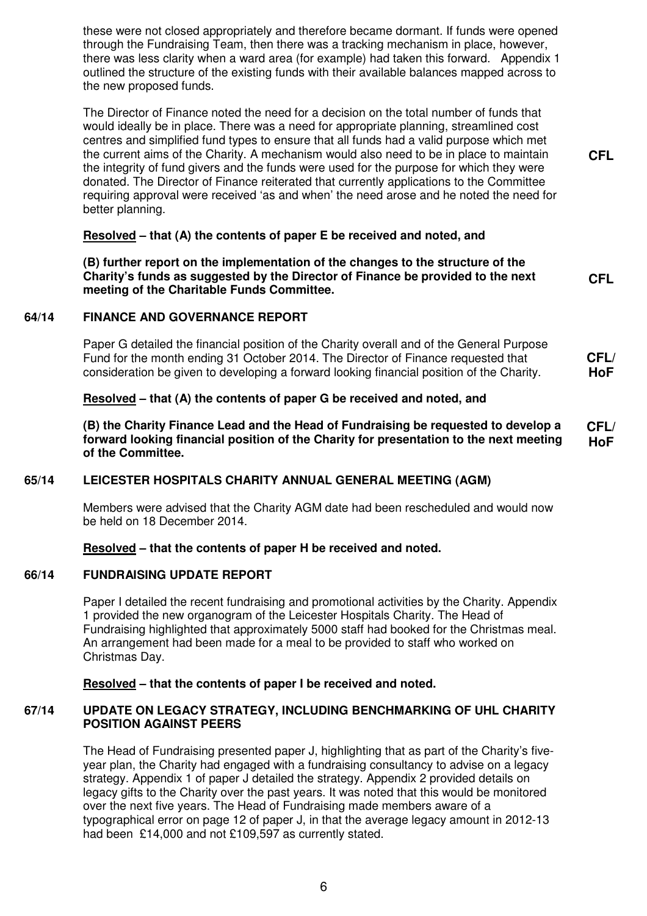these were not closed appropriately and therefore became dormant. If funds were opened through the Fundraising Team, then there was a tracking mechanism in place, however, there was less clarity when a ward area (for example) had taken this forward. Appendix 1 outlined the structure of the existing funds with their available balances mapped across to the new proposed funds.

The Director of Finance noted the need for a decision on the total number of funds that would ideally be in place. There was a need for appropriate planning, streamlined cost centres and simplified fund types to ensure that all funds had a valid purpose which met the current aims of the Charity. A mechanism would also need to be in place to maintain the integrity of fund givers and the funds were used for the purpose for which they were donated. The Director of Finance reiterated that currently applications to the Committee requiring approval were received 'as and when' the need arose and he noted the need for better planning. **CFL**

**Resolved – that (A) the contents of paper E be received and noted, and**

**(B) further report on the implementation of the changes to the structure of the Charity's funds as suggested by the Director of Finance be provided to the next meeting of the Charitable Funds Committee.** **CFL**

## 64/14 FINANCE AND GOVERNANCE REPORT

Paper G detailed the financial position of the Charity overall and of the General Purpose Fund for the month ending 31 October 2014. The Director of Finance requested that consideration be given to developing a forward looking financial position of the Charity. **CFL/ HoF**

**Resolved – that (A) the contents of paper G be received and noted, and**

**(B) the Charity Finance Lead and the Head of Fundraising be requested to develop a forward looking financial position of the Charity for presentation to the next meeting of the Committee.** **CFL/ HoF**

## 65/14 LEICESTER HOSPITALS CHARITY ANNUAL GENERAL MEETING (AGM)

Members were advised that the Charity AGM date had been rescheduled and would now be held on 18 December 2014.

**Resolved – that the contents of paper H be received and noted.**

## 66/14 FUNDRAISING UPDATE REPORT

Paper I detailed the recent fundraising and promotional activities by the Charity. Appendix 1 provided the new organogram of the Leicester Hospitals Charity. The Head of Fundraising highlighted that approximately 5000 staff had booked for the Christmas meal. An arrangement had been made for a meal to be provided to staff who worked on Christmas Day.

**Resolved – that the contents of paper I be received and noted.**

## 67/14 UPDATE ON LEGACY STRATEGY, INCLUDING BENCHMARKING OF UHL CHARITY POSITION AGAINST PEERS

The Head of Fundraising presented paper J, highlighting that as part of the Charity's five-year plan, the Charity had engaged with a fundraising consultancy to advise on a legacy strategy. Appendix 1 of paper J detailed the strategy. Appendix 2 provided details on legacy gifts to the Charity over the past years. It was noted that this would be monitored over the next five years. The Head of Fundraising made members aware of a typographical error on page 12 of paper J, in that the average legacy amount in 2012-13 had been £14,000 and not £109,597 as currently stated.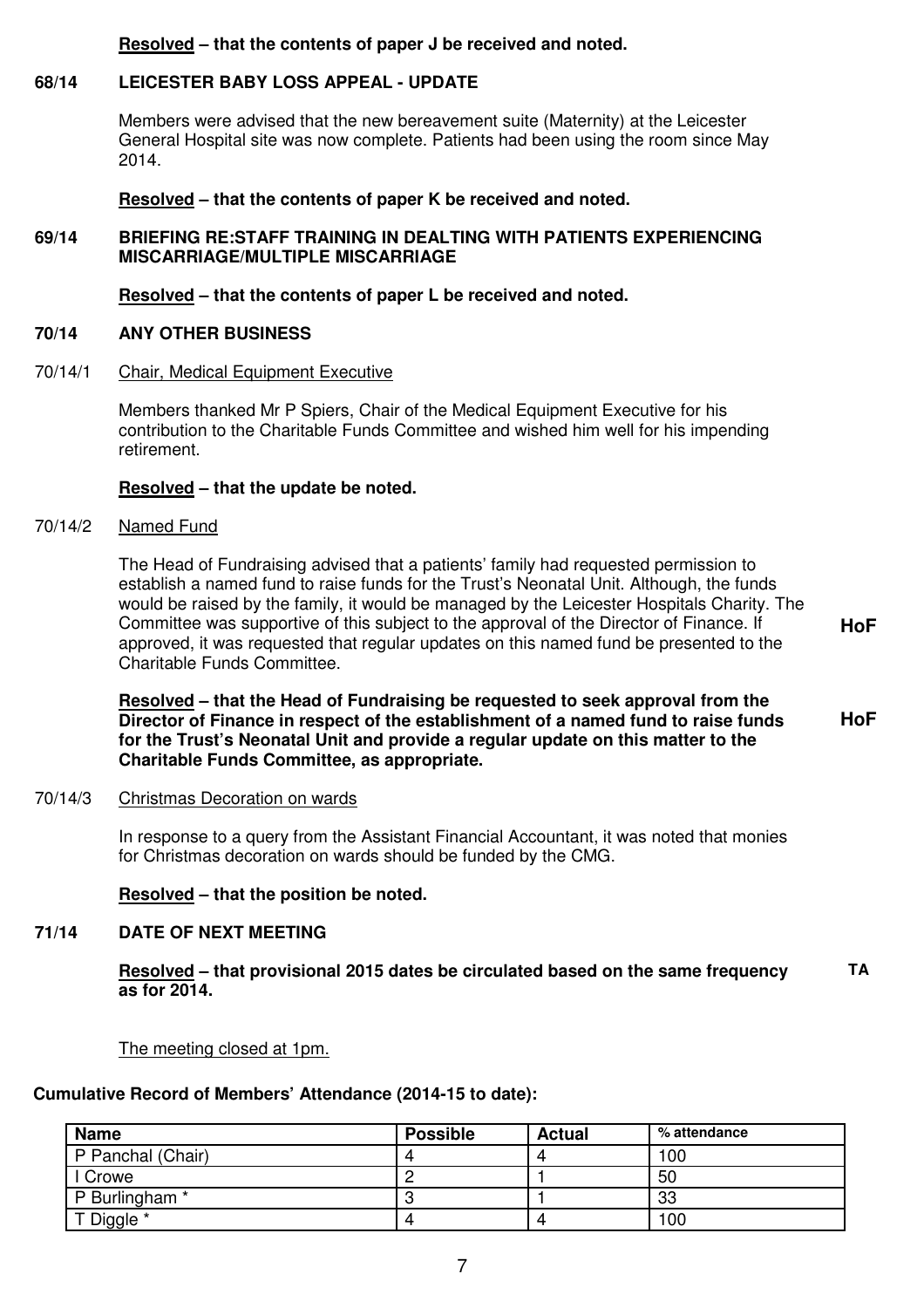**<u>Resolved</u> – that the contents of paper J be received and noted.**

### 68/14 LEICESTER BABY LOSS APPEAL - UPDATE

Members were advised that the new bereavement suite (Maternity) at the Leicester General Hospital site was now complete. Patients had been using the room since May 2014.

**<u>Resolved</u> – that the contents of paper K be received and noted.**

### 69/14 BRIEFING RE:STAFF TRAINING IN DEALTING WITH PATIENTS EXPERIENCING MISCARRIAGE/MULTIPLE MISCARRIAGE

**<u>Resolved</u> – that the contents of paper L be received and noted.**

### 70/14 ANY OTHER BUSINESS

70/14/1 <u>Chair, Medical Equipment Executive</u>

Members thanked Mr P Spiers, Chair of the Medical Equipment Executive for his contribution to the Charitable Funds Committee and wished him well for his impending retirement.

**<u>Resolved</u> – that the update be noted.**

70/14/2 <u>Named Fund</u>

The Head of Fundraising advised that a patients' family had requested permission to establish a named fund to raise funds for the Trust's Neonatal Unit. Although, the funds would be raised by the family, it would be managed by the Leicester Hospitals Charity. The Committee was supportive of this subject to the approval of the Director of Finance. If approved, it was requested that regular updates on this named fund be presented to the Charitable Funds Committee. **HoF**

**<u>Resolved</u> – that the Head of Fundraising be requested to seek approval from the Director of Finance in respect of the establishment of a named fund to raise funds for the Trust's Neonatal Unit and provide a regular update on this matter to the Charitable Funds Committee, as appropriate.** **HoF**

70/14/3 <u>Christmas Decoration on wards</u>

In response to a query from the Assistant Financial Accountant, it was noted that monies for Christmas decoration on wards should be funded by the CMG.

**<u>Resolved</u> – that the position be noted.**

### 71/14 DATE OF NEXT MEETING

**<u>Resolved</u> – that provisional 2015 dates be circulated based on the same frequency as for 2014.** **TA**

<u>The meeting closed at 1pm.</u>

**Cumulative Record of Members' Attendance (2014-15 to date):**

| Name | Possible | Actual | % attendance |
|---|---|---|---|
| P Panchal (Chair) | 4 | 4 | 100 |
| I Crowe | 2 | 1 | 50 |
| P Burlingham * | 3 | 1 | 33 |
| T Diggle * | 4 | 4 | 100 |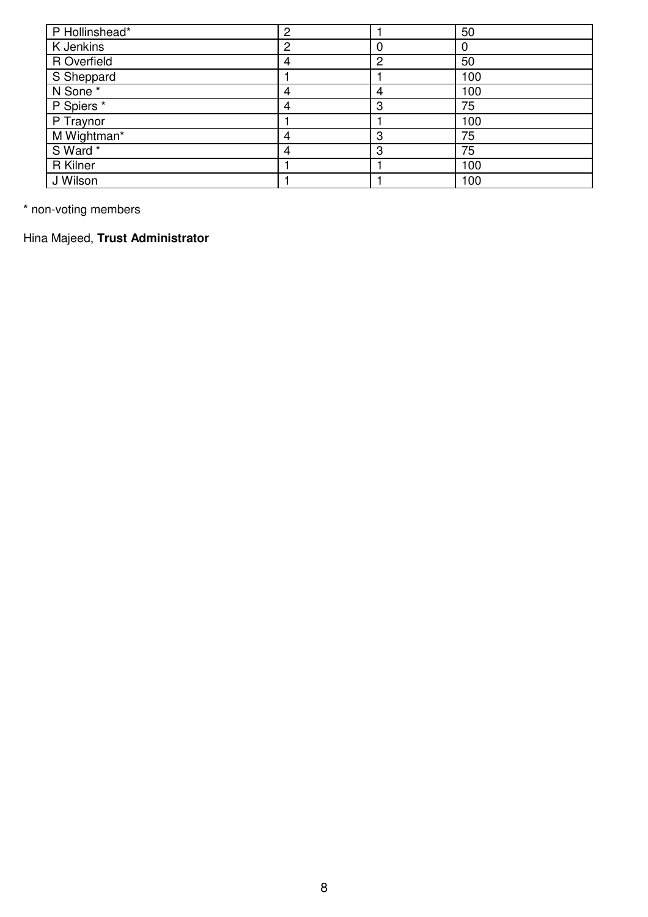| | | | |
|---|---|---|---|
| P Hollinshead* | 2 | 1 | 50 |
| K Jenkins | 2 | 0 | 0 |
| R Overfield | 4 | 2 | 50 |
| S Sheppard | 1 | 1 | 100 |
| N Sone * | 4 | 4 | 100 |
| P Spiers * | 4 | 3 | 75 |
| P Traynor | 1 | 1 | 100 |
| M Wightman* | 4 | 3 | 75 |
| S Ward * | 4 | 3 | 75 |
| R Kilner | 1 | 1 | 100 |
| J Wilson | 1 | 1 | 100 |

* non-voting members

Hina Majeed, **Trust Administrator**